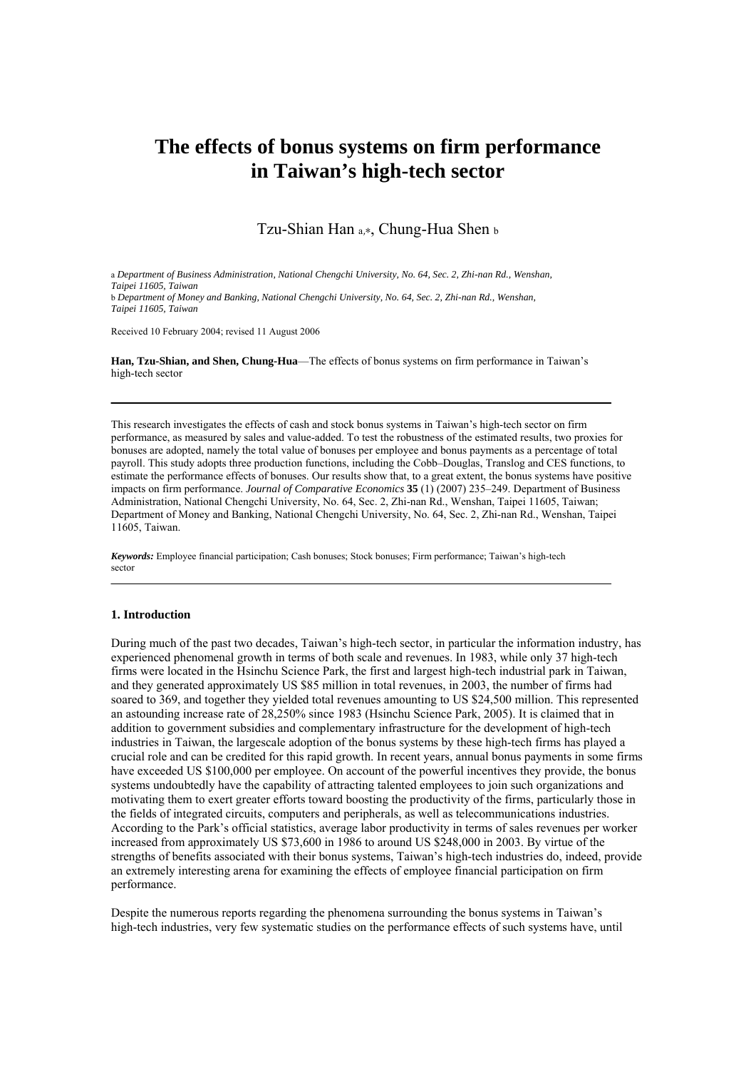# The effects of bonus systems on firm performance in Taiwan's high-tech sector

Tzu-Shian Han [a,*], Chung-Hua Shen [b]

[a] *Department of Business Administration, National Chengchi University, No. 64, Sec. 2, Zhi-nan Rd., Wenshan, Taipei 11605, Taiwan*
[b] *Department of Money and Banking, National Chengchi University, No. 64, Sec. 2, Zhi-nan Rd., Wenshan, Taipei 11605, Taiwan*

Received 10 February 2004; revised 11 August 2006

**Han, Tzu-Shian, and Shen, Chung-Hua**—The effects of bonus systems on firm performance in Taiwan's high-tech sector

---

This research investigates the effects of cash and stock bonus systems in Taiwan's high-tech sector on firm performance, as measured by sales and value-added. To test the robustness of the estimated results, two proxies for bonuses are adopted, namely the total value of bonuses per employee and bonus payments as a percentage of total payroll. This study adopts three production functions, including the Cobb–Douglas, Translog and CES functions, to estimate the performance effects of bonuses. Our results show that, to a great extent, the bonus systems have positive impacts on firm performance. *Journal of Comparative Economics* **35** (1) (2007) 235–249. Department of Business Administration, National Chengchi University, No. 64, Sec. 2, Zhi-nan Rd., Wenshan, Taipei 11605, Taiwan; Department of Money and Banking, National Chengchi University, No. 64, Sec. 2, Zhi-nan Rd., Wenshan, Taipei 11605, Taiwan.

***Keywords:*** Employee financial participation; Cash bonuses; Stock bonuses; Firm performance; Taiwan's high-tech sector

---

## 1. Introduction

During much of the past two decades, Taiwan's high-tech sector, in particular the information industry, has experienced phenomenal growth in terms of both scale and revenues. In 1983, while only 37 high-tech firms were located in the Hsinchu Science Park, the first and largest high-tech industrial park in Taiwan, and they generated approximately US \$85 million in total revenues, in 2003, the number of firms had soared to 369, and together they yielded total revenues amounting to US \$24,500 million. This represented an astounding increase rate of 28,250% since 1983 (Hsinchu Science Park, 2005). It is claimed that in addition to government subsidies and complementary infrastructure for the development of high-tech industries in Taiwan, the largescale adoption of the bonus systems by these high-tech firms has played a crucial role and can be credited for this rapid growth. In recent years, annual bonus payments in some firms have exceeded US \$100,000 per employee. On account of the powerful incentives they provide, the bonus systems undoubtedly have the capability of attracting talented employees to join such organizations and motivating them to exert greater efforts toward boosting the productivity of the firms, particularly those in the fields of integrated circuits, computers and peripherals, as well as telecommunications industries. According to the Park's official statistics, average labor productivity in terms of sales revenues per worker increased from approximately US \$73,600 in 1986 to around US \$248,000 in 2003. By virtue of the strengths of benefits associated with their bonus systems, Taiwan's high-tech industries do, indeed, provide an extremely interesting arena for examining the effects of employee financial participation on firm performance.

Despite the numerous reports regarding the phenomena surrounding the bonus systems in Taiwan's high-tech industries, very few systematic studies on the performance effects of such systems have, until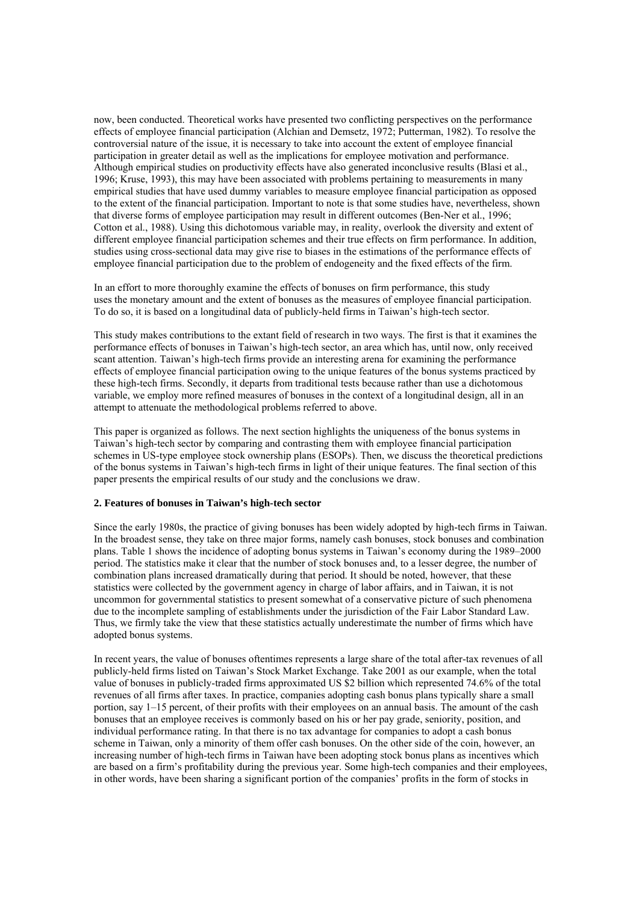now, been conducted. Theoretical works have presented two conflicting perspectives on the performance effects of employee financial participation (Alchian and Demsetz, 1972; Putterman, 1982). To resolve the controversial nature of the issue, it is necessary to take into account the extent of employee financial participation in greater detail as well as the implications for employee motivation and performance. Although empirical studies on productivity effects have also generated inconclusive results (Blasi et al., 1996; Kruse, 1993), this may have been associated with problems pertaining to measurements in many empirical studies that have used dummy variables to measure employee financial participation as opposed to the extent of the financial participation. Important to note is that some studies have, nevertheless, shown that diverse forms of employee participation may result in different outcomes (Ben-Ner et al., 1996; Cotton et al., 1988). Using this dichotomous variable may, in reality, overlook the diversity and extent of different employee financial participation schemes and their true effects on firm performance. In addition, studies using cross-sectional data may give rise to biases in the estimations of the performance effects of employee financial participation due to the problem of endogeneity and the fixed effects of the firm.

In an effort to more thoroughly examine the effects of bonuses on firm performance, this study uses the monetary amount and the extent of bonuses as the measures of employee financial participation. To do so, it is based on a longitudinal data of publicly-held firms in Taiwan's high-tech sector.

This study makes contributions to the extant field of research in two ways. The first is that it examines the performance effects of bonuses in Taiwan's high-tech sector, an area which has, until now, only received scant attention. Taiwan's high-tech firms provide an interesting arena for examining the performance effects of employee financial participation owing to the unique features of the bonus systems practiced by these high-tech firms. Secondly, it departs from traditional tests because rather than use a dichotomous variable, we employ more refined measures of bonuses in the context of a longitudinal design, all in an attempt to attenuate the methodological problems referred to above.

This paper is organized as follows. The next section highlights the uniqueness of the bonus systems in Taiwan's high-tech sector by comparing and contrasting them with employee financial participation schemes in US-type employee stock ownership plans (ESOPs). Then, we discuss the theoretical predictions of the bonus systems in Taiwan's high-tech firms in light of their unique features. The final section of this paper presents the empirical results of our study and the conclusions we draw.

## 2. Features of bonuses in Taiwan's high-tech sector

Since the early 1980s, the practice of giving bonuses has been widely adopted by high-tech firms in Taiwan. In the broadest sense, they take on three major forms, namely cash bonuses, stock bonuses and combination plans. Table 1 shows the incidence of adopting bonus systems in Taiwan's economy during the 1989–2000 period. The statistics make it clear that the number of stock bonuses and, to a lesser degree, the number of combination plans increased dramatically during that period. It should be noted, however, that these statistics were collected by the government agency in charge of labor affairs, and in Taiwan, it is not uncommon for governmental statistics to present somewhat of a conservative picture of such phenomena due to the incomplete sampling of establishments under the jurisdiction of the Fair Labor Standard Law. Thus, we firmly take the view that these statistics actually underestimate the number of firms which have adopted bonus systems.

In recent years, the value of bonuses oftentimes represents a large share of the total after-tax revenues of all publicly-held firms listed on Taiwan's Stock Market Exchange. Take 2001 as our example, when the total value of bonuses in publicly-traded firms approximated US $2 billion which represented 74.6% of the total revenues of all firms after taxes. In practice, companies adopting cash bonus plans typically share a small portion, say 1–15 percent, of their profits with their employees on an annual basis. The amount of the cash bonuses that an employee receives is commonly based on his or her pay grade, seniority, position, and individual performance rating. In that there is no tax advantage for companies to adopt a cash bonus scheme in Taiwan, only a minority of them offer cash bonuses. On the other side of the coin, however, an increasing number of high-tech firms in Taiwan have been adopting stock bonus plans as incentives which are based on a firm's profitability during the previous year. Some high-tech companies and their employees, in other words, have been sharing a significant portion of the companies' profits in the form of stocks in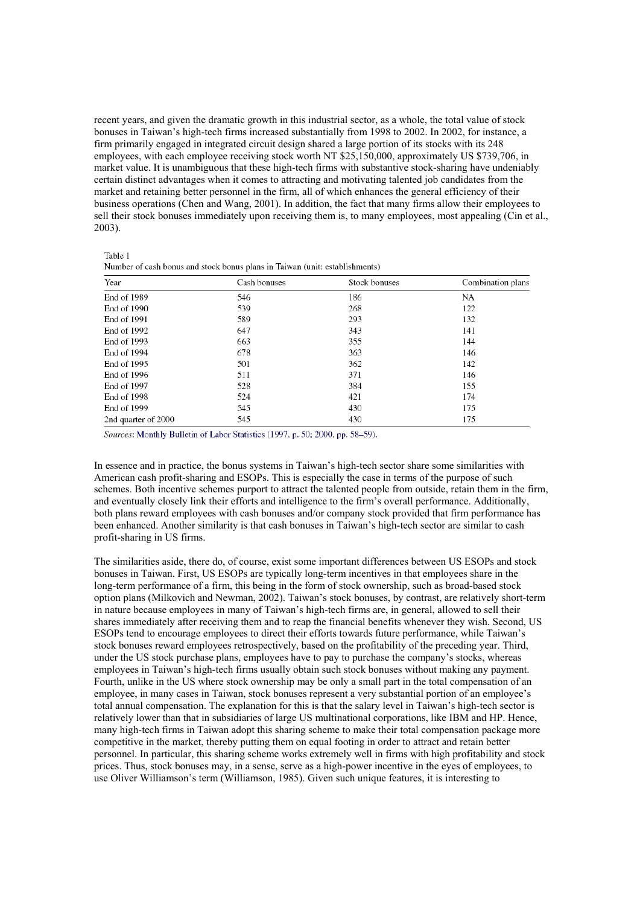recent years, and given the dramatic growth in this industrial sector, as a whole, the total value of stock bonuses in Taiwan's high-tech firms increased substantially from 1998 to 2002. In 2002, for instance, a firm primarily engaged in integrated circuit design shared a large portion of its stocks with its 248 employees, with each employee receiving stock worth NT $25,150,000, approximately US $739,706, in market value. It is unambiguous that these high-tech firms with substantive stock-sharing have undeniably certain distinct advantages when it comes to attracting and motivating talented job candidates from the market and retaining better personnel in the firm, all of which enhances the general efficiency of their business operations (Chen and Wang, 2001). In addition, the fact that many firms allow their employees to sell their stock bonuses immediately upon receiving them is, to many employees, most appealing (Cin et al., 2003).

Table 1
Number of cash bonus and stock bonus plans in Taiwan (unit: establishments)

| Year | Cash bonuses | Stock bonuses | Combination plans |
|---|---|---|---|
| End of 1989 | 546 | 186 | NA |
| End of 1990 | 539 | 268 | 122 |
| End of 1991 | 589 | 293 | 132 |
| End of 1992 | 647 | 343 | 141 |
| End of 1993 | 663 | 355 | 144 |
| End of 1994 | 678 | 363 | 146 |
| End of 1995 | 501 | 362 | 142 |
| End of 1996 | 511 | 371 | 146 |
| End of 1997 | 528 | 384 | 155 |
| End of 1998 | 524 | 421 | 174 |
| End of 1999 | 545 | 430 | 175 |
| 2nd quarter of 2000 | 545 | 430 | 175 |

*Sources*: Monthly Bulletin of Labor Statistics (1997, p. 50; 2000, pp. 58–59).

In essence and in practice, the bonus systems in Taiwan's high-tech sector share some similarities with American cash profit-sharing and ESOPs. This is especially the case in terms of the purpose of such schemes. Both incentive schemes purport to attract the talented people from outside, retain them in the firm, and eventually closely link their efforts and intelligence to the firm's overall performance. Additionally, both plans reward employees with cash bonuses and/or company stock provided that firm performance has been enhanced. Another similarity is that cash bonuses in Taiwan's high-tech sector are similar to cash profit-sharing in US firms.

The similarities aside, there do, of course, exist some important differences between US ESOPs and stock bonuses in Taiwan. First, US ESOPs are typically long-term incentives in that employees share in the long-term performance of a firm, this being in the form of stock ownership, such as broad-based stock option plans (Milkovich and Newman, 2002). Taiwan's stock bonuses, by contrast, are relatively short-term in nature because employees in many of Taiwan's high-tech firms are, in general, allowed to sell their shares immediately after receiving them and to reap the financial benefits whenever they wish. Second, US ESOPs tend to encourage employees to direct their efforts towards future performance, while Taiwan's stock bonuses reward employees retrospectively, based on the profitability of the preceding year. Third, under the US stock purchase plans, employees have to pay to purchase the company's stocks, whereas employees in Taiwan's high-tech firms usually obtain such stock bonuses without making any payment. Fourth, unlike in the US where stock ownership may be only a small part in the total compensation of an employee, in many cases in Taiwan, stock bonuses represent a very substantial portion of an employee's total annual compensation. The explanation for this is that the salary level in Taiwan's high-tech sector is relatively lower than that in subsidiaries of large US multinational corporations, like IBM and HP. Hence, many high-tech firms in Taiwan adopt this sharing scheme to make their total compensation package more competitive in the market, thereby putting them on equal footing in order to attract and retain better personnel. In particular, this sharing scheme works extremely well in firms with high profitability and stock prices. Thus, stock bonuses may, in a sense, serve as a high-power incentive in the eyes of employees, to use Oliver Williamson's term (Williamson, 1985). Given such unique features, it is interesting to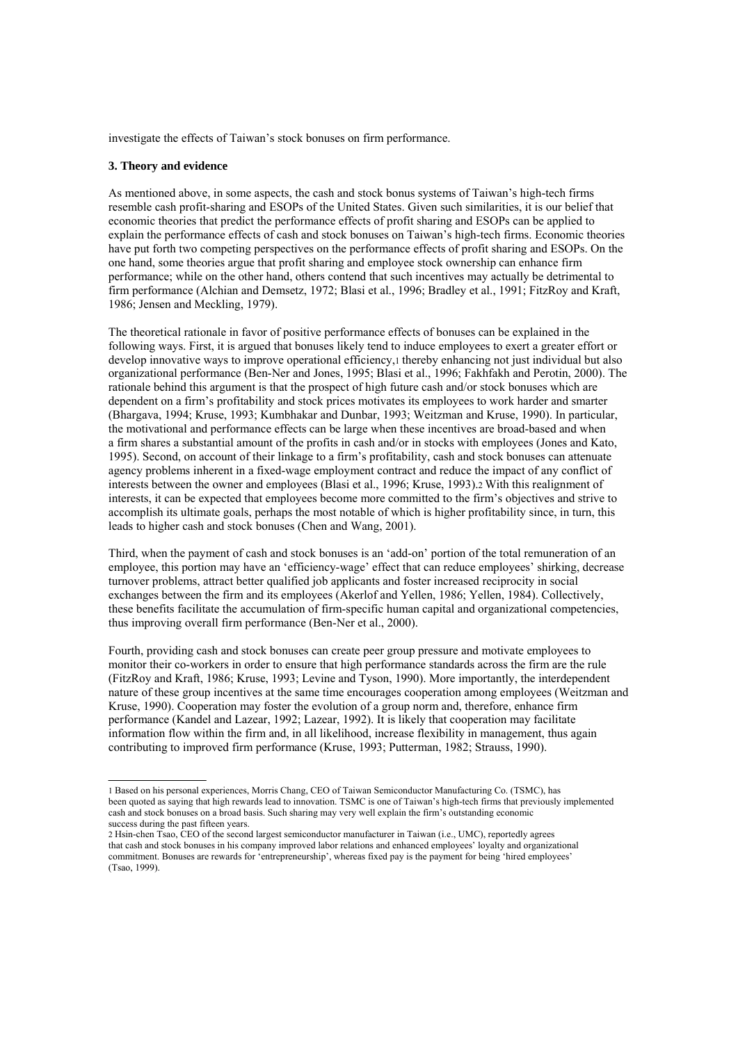investigate the effects of Taiwan's stock bonuses on firm performance.

### 3. Theory and evidence

As mentioned above, in some aspects, the cash and stock bonus systems of Taiwan's high-tech firms resemble cash profit-sharing and ESOPs of the United States. Given such similarities, it is our belief that economic theories that predict the performance effects of profit sharing and ESOPs can be applied to explain the performance effects of cash and stock bonuses on Taiwan's high-tech firms. Economic theories have put forth two competing perspectives on the performance effects of profit sharing and ESOPs. On the one hand, some theories argue that profit sharing and employee stock ownership can enhance firm performance; while on the other hand, others contend that such incentives may actually be detrimental to firm performance (Alchian and Demsetz, 1972; Blasi et al., 1996; Bradley et al., 1991; FitzRoy and Kraft, 1986; Jensen and Meckling, 1979).

The theoretical rationale in favor of positive performance effects of bonuses can be explained in the following ways. First, it is argued that bonuses likely tend to induce employees to exert a greater effort or develop innovative ways to improve operational efficiency,[1] thereby enhancing not just individual but also organizational performance (Ben-Ner and Jones, 1995; Blasi et al., 1996; Fakhfakh and Perotin, 2000). The rationale behind this argument is that the prospect of high future cash and/or stock bonuses which are dependent on a firm's profitability and stock prices motivates its employees to work harder and smarter (Bhargava, 1994; Kruse, 1993; Kumbhakar and Dunbar, 1993; Weitzman and Kruse, 1990). In particular, the motivational and performance effects can be large when these incentives are broad-based and when a firm shares a substantial amount of the profits in cash and/or in stocks with employees (Jones and Kato, 1995). Second, on account of their linkage to a firm's profitability, cash and stock bonuses can attenuate agency problems inherent in a fixed-wage employment contract and reduce the impact of any conflict of interests between the owner and employees (Blasi et al., 1996; Kruse, 1993).[2] With this realignment of interests, it can be expected that employees become more committed to the firm's objectives and strive to accomplish its ultimate goals, perhaps the most notable of which is higher profitability since, in turn, this leads to higher cash and stock bonuses (Chen and Wang, 2001).

Third, when the payment of cash and stock bonuses is an 'add-on' portion of the total remuneration of an employee, this portion may have an 'efficiency-wage' effect that can reduce employees' shirking, decrease turnover problems, attract better qualified job applicants and foster increased reciprocity in social exchanges between the firm and its employees (Akerlof and Yellen, 1986; Yellen, 1984). Collectively, these benefits facilitate the accumulation of firm-specific human capital and organizational competencies, thus improving overall firm performance (Ben-Ner et al., 2000).

Fourth, providing cash and stock bonuses can create peer group pressure and motivate employees to monitor their co-workers in order to ensure that high performance standards across the firm are the rule (FitzRoy and Kraft, 1986; Kruse, 1993; Levine and Tyson, 1990). More importantly, the interdependent nature of these group incentives at the same time encourages cooperation among employees (Weitzman and Kruse, 1990). Cooperation may foster the evolution of a group norm and, therefore, enhance firm performance (Kandel and Lazear, 1992; Lazear, 1992). It is likely that cooperation may facilitate information flow within the firm and, in all likelihood, increase flexibility in management, thus again contributing to improved firm performance (Kruse, 1993; Putterman, 1982; Strauss, 1990).

---

[1] Based on his personal experiences, Morris Chang, CEO of Taiwan Semiconductor Manufacturing Co. (TSMC), has been quoted as saying that high rewards lead to innovation. TSMC is one of Taiwan's high-tech firms that previously implemented cash and stock bonuses on a broad basis. Such sharing may very well explain the firm's outstanding economic success during the past fifteen years.

[2] Hsin-chen Tsao, CEO of the second largest semiconductor manufacturer in Taiwan (i.e., UMC), reportedly agrees that cash and stock bonuses in his company improved labor relations and enhanced employees' loyalty and organizational commitment. Bonuses are rewards for 'entrepreneurship', whereas fixed pay is the payment for being 'hired employees' (Tsao, 1999).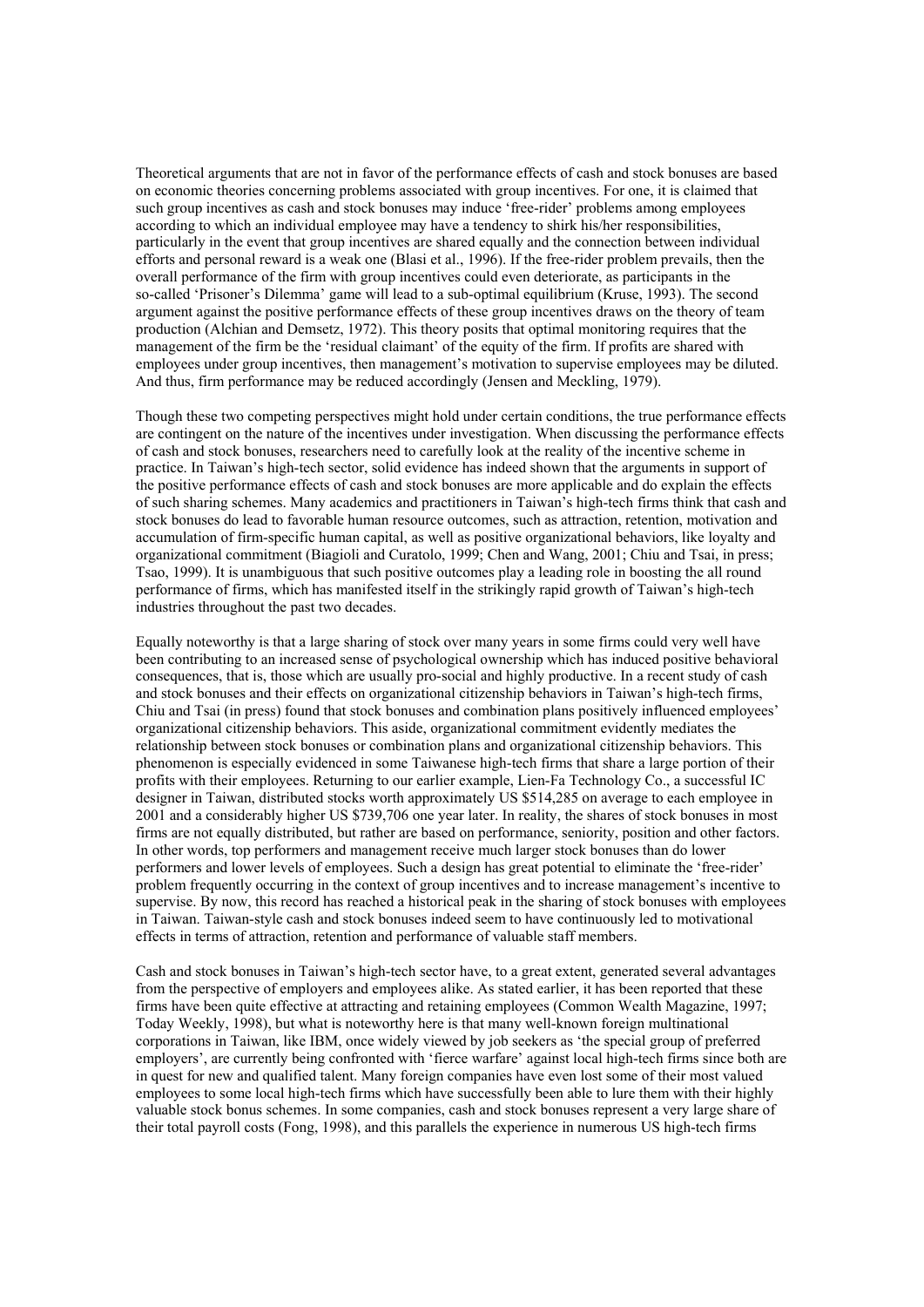Theoretical arguments that are not in favor of the performance effects of cash and stock bonuses are based on economic theories concerning problems associated with group incentives. For one, it is claimed that such group incentives as cash and stock bonuses may induce 'free-rider' problems among employees according to which an individual employee may have a tendency to shirk his/her responsibilities, particularly in the event that group incentives are shared equally and the connection between individual efforts and personal reward is a weak one (Blasi et al., 1996). If the free-rider problem prevails, then the overall performance of the firm with group incentives could even deteriorate, as participants in the so-called 'Prisoner's Dilemma' game will lead to a sub-optimal equilibrium (Kruse, 1993). The second argument against the positive performance effects of these group incentives draws on the theory of team production (Alchian and Demsetz, 1972). This theory posits that optimal monitoring requires that the management of the firm be the 'residual claimant' of the equity of the firm. If profits are shared with employees under group incentives, then management's motivation to supervise employees may be diluted. And thus, firm performance may be reduced accordingly (Jensen and Meckling, 1979).

Though these two competing perspectives might hold under certain conditions, the true performance effects are contingent on the nature of the incentives under investigation. When discussing the performance effects of cash and stock bonuses, researchers need to carefully look at the reality of the incentive scheme in practice. In Taiwan's high-tech sector, solid evidence has indeed shown that the arguments in support of the positive performance effects of cash and stock bonuses are more applicable and do explain the effects of such sharing schemes. Many academics and practitioners in Taiwan's high-tech firms think that cash and stock bonuses do lead to favorable human resource outcomes, such as attraction, retention, motivation and accumulation of firm-specific human capital, as well as positive organizational behaviors, like loyalty and organizational commitment (Biagioli and Curatolo, 1999; Chen and Wang, 2001; Chiu and Tsai, in press; Tsao, 1999). It is unambiguous that such positive outcomes play a leading role in boosting the all round performance of firms, which has manifested itself in the strikingly rapid growth of Taiwan's high-tech industries throughout the past two decades.

Equally noteworthy is that a large sharing of stock over many years in some firms could very well have been contributing to an increased sense of psychological ownership which has induced positive behavioral consequences, that is, those which are usually pro-social and highly productive. In a recent study of cash and stock bonuses and their effects on organizational citizenship behaviors in Taiwan's high-tech firms, Chiu and Tsai (in press) found that stock bonuses and combination plans positively influenced employees' organizational citizenship behaviors. This aside, organizational commitment evidently mediates the relationship between stock bonuses or combination plans and organizational citizenship behaviors. This phenomenon is especially evidenced in some Taiwanese high-tech firms that share a large portion of their profits with their employees. Returning to our earlier example, Lien-Fa Technology Co., a successful IC designer in Taiwan, distributed stocks worth approximately US $514,285 on average to each employee in 2001 and a considerably higher US $739,706 one year later. In reality, the shares of stock bonuses in most firms are not equally distributed, but rather are based on performance, seniority, position and other factors. In other words, top performers and management receive much larger stock bonuses than do lower performers and lower levels of employees. Such a design has great potential to eliminate the 'free-rider' problem frequently occurring in the context of group incentives and to increase management's incentive to supervise. By now, this record has reached a historical peak in the sharing of stock bonuses with employees in Taiwan. Taiwan-style cash and stock bonuses indeed seem to have continuously led to motivational effects in terms of attraction, retention and performance of valuable staff members.

Cash and stock bonuses in Taiwan's high-tech sector have, to a great extent, generated several advantages from the perspective of employers and employees alike. As stated earlier, it has been reported that these firms have been quite effective at attracting and retaining employees (Common Wealth Magazine, 1997; Today Weekly, 1998), but what is noteworthy here is that many well-known foreign multinational corporations in Taiwan, like IBM, once widely viewed by job seekers as 'the special group of preferred employers', are currently being confronted with 'fierce warfare' against local high-tech firms since both are in quest for new and qualified talent. Many foreign companies have even lost some of their most valued employees to some local high-tech firms which have successfully been able to lure them with their highly valuable stock bonus schemes. In some companies, cash and stock bonuses represent a very large share of their total payroll costs (Fong, 1998), and this parallels the experience in numerous US high-tech firms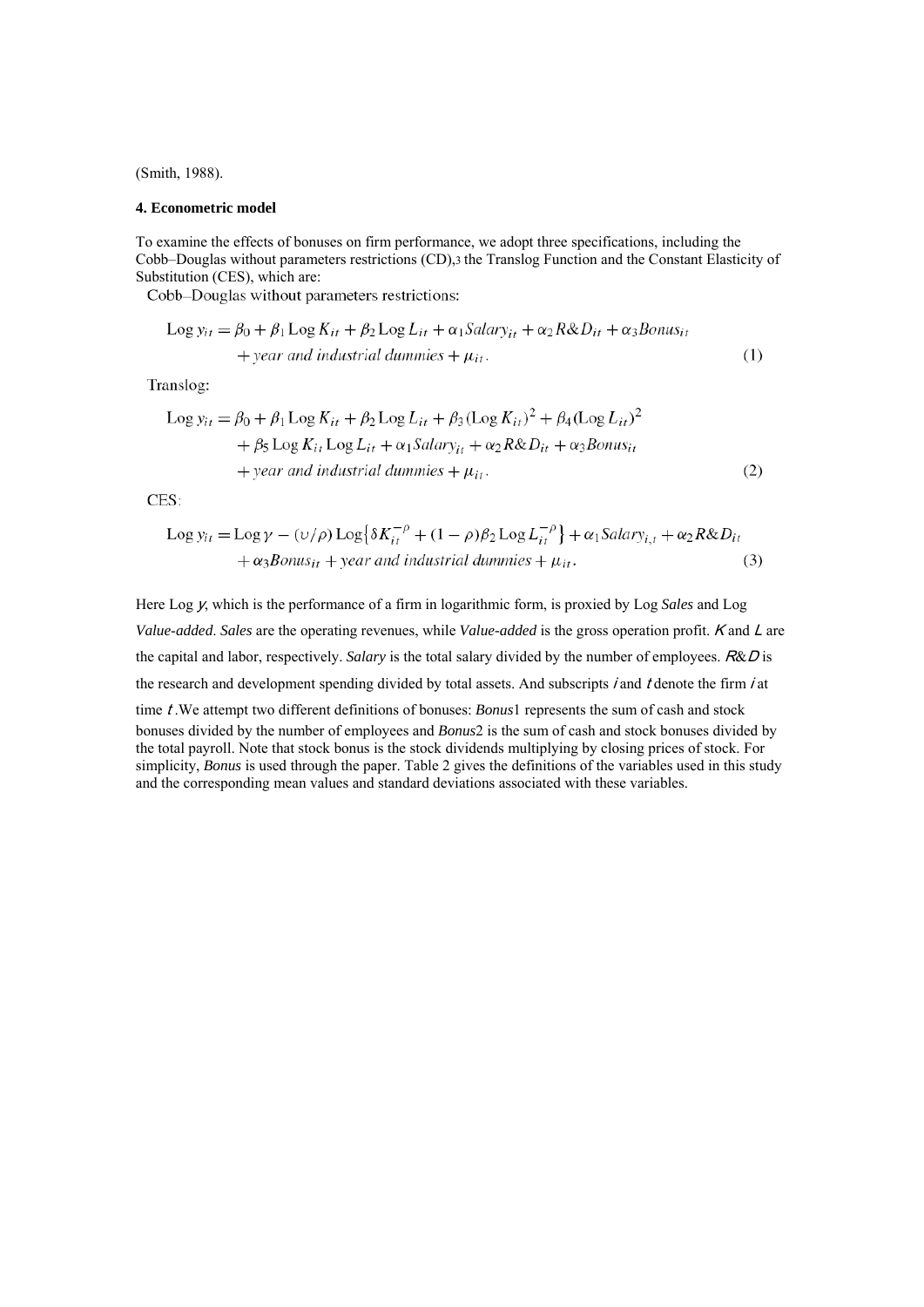(Smith, 1988).

## 4. Econometric model

To examine the effects of bonuses on firm performance, we adopt three specifications, including the Cobb–Douglas without parameters restrictions (CD),[3] the Translog Function and the Constant Elasticity of Substitution (CES), which are:

Cobb–Douglas without parameters restrictions:

$$\text{Log } y_{it} = \beta_0 + \beta_1 \text{Log } K_{it} + \beta_2 \text{Log } L_{it} + \alpha_1 Salary_{it} + \alpha_2 R\&D_{it} + \alpha_3 Bonus_{it} + \textit{year and industrial dummies} + \mu_{it}. \tag{1}$$

Translog:

$$\text{Log } y_{it} = \beta_0 + \beta_1 \text{Log } K_{it} + \beta_2 \text{Log } L_{it} + \beta_3 (\text{Log } K_{it})^2 + \beta_4 (\text{Log } L_{it})^2 + \beta_5 \text{Log } K_{it} \text{Log } L_{it} + \alpha_1 Salary_{it} + \alpha_2 R\&D_{it} + \alpha_3 Bonus_{it} + \textit{year and industrial dummies} + \mu_{it}. \tag{2}$$

CES:

$$\text{Log } y_{it} = \text{Log } \gamma - (\upsilon/\rho) \text{Log}\left\{\delta K_{it}^{-\rho} + (1-\rho)\beta_2 \text{Log } L_{it}^{-\rho}\right\} + \alpha_1 Salary_{i,t} + \alpha_2 R\&D_{it} + \alpha_3 Bonus_{it} + \textit{year and industrial dummies} + \mu_{it}. \tag{3}$$

Here Log $y$, which is the performance of a firm in logarithmic form, is proxied by Log *Sales* and Log *Value-added*. *Sales* are the operating revenues, while *Value-added* is the gross operation profit. $K$ and $L$ are the capital and labor, respectively. *Salary* is the total salary divided by the number of employees. $R\&D$ is the research and development spending divided by total assets. And subscripts $i$ and $t$ denote the firm $i$ at time $t$. We attempt two different definitions of bonuses: *Bonus*1 represents the sum of cash and stock bonuses divided by the number of employees and *Bonus*2 is the sum of cash and stock bonuses divided by the total payroll. Note that stock bonus is the stock dividends multiplying by closing prices of stock. For simplicity, *Bonus* is used through the paper. Table 2 gives the definitions of the variables used in this study and the corresponding mean values and standard deviations associated with these variables.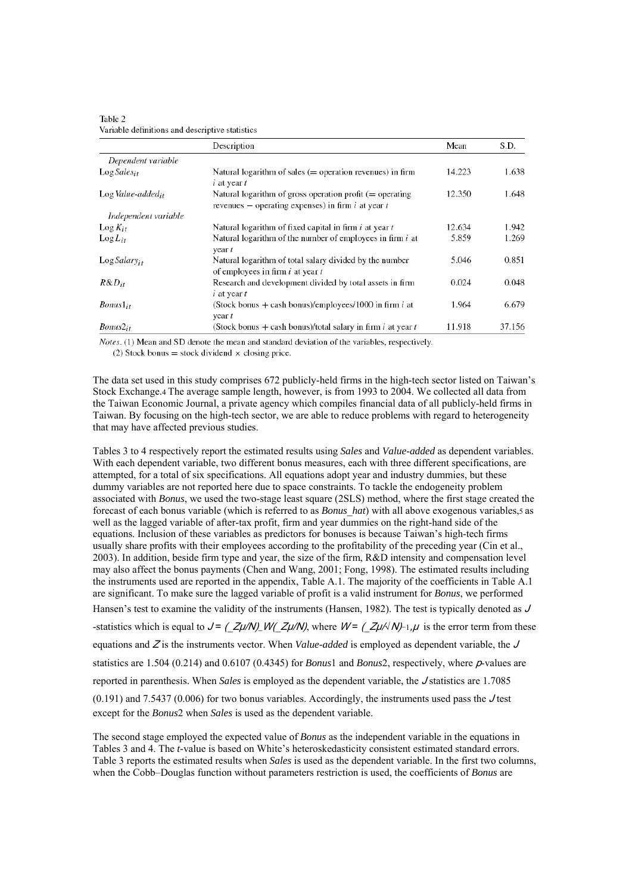Table 2
Variable definitions and descriptive statistics

| | Description | Mean | S.D. |
|---|---|---|---|
| *Dependent variable* | | | |
| $\text{Log}\,Sales_{it}$ | Natural logarithm of sales (= operation revenues) in firm $i$ at year $t$ | 14.223 | 1.638 |
| $\text{Log}\,Value\text{-}added_{it}$ | Natural logarithm of gross operation profit (= operating revenues − operating expenses) in firm $i$ at year $t$ | 12.350 | 1.648 |
| *Independent variable* | | | |
| $\text{Log}\,K_{it}$ | Natural logarithm of fixed capital in firm $i$ at year $t$ | 12.634 | 1.942 |
| $\text{Log}\,L_{it}$ | Natural logarithm of the number of employees in firm $i$ at year $t$ | 5.859 | 1.269 |
| $\text{Log}\,Salary_{it}$ | Natural logarithm of total salary divided by the number of employees in firm $i$ at year $t$ | 5.046 | 0.851 |
| $R\&D_{it}$ | Research and development divided by total assets in firm $i$ at year $t$ | 0.024 | 0.048 |
| $Bonus1_{it}$ | (Stock bonus + cash bonus)/employees/1000 in firm $i$ at year $t$ | 1.964 | 6.679 |
| $Bonus2_{it}$ | (Stock bonus + cash bonus)/total salary in firm $i$ at year $t$ | 11.918 | 37.156 |

*Notes*. (1) Mean and SD denote the mean and standard deviation of the variables, respectively.
(2) Stock bonus = stock dividend × closing price.

The data set used in this study comprises 672 publicly-held firms in the high-tech sector listed on Taiwan's Stock Exchange.[4] The average sample length, however, is from 1993 to 2004. We collected all data from the Taiwan Economic Journal, a private agency which compiles financial data of all publicly-held firms in Taiwan. By focusing on the high-tech sector, we are able to reduce problems with regard to heterogeneity that may have affected previous studies.

Tables 3 to 4 respectively report the estimated results using *Sales* and *Value-added* as dependent variables. With each dependent variable, two different bonus measures, each with three different specifications, are attempted, for a total of six specifications. All equations adopt year and industry dummies, but these dummy variables are not reported here due to space constraints. To tackle the endogeneity problem associated with *Bonus*, we used the two-stage least square (2SLS) method, where the first stage created the forecast of each bonus variable (which is referred to as *Bonus_hat*) with all above exogenous variables,[5] as well as the lagged variable of after-tax profit, firm and year dummies on the right-hand side of the equations. Inclusion of these variables as predictors for bonuses is because Taiwan's high-tech firms usually share profits with their employees according to the profitability of the preceding year (Cin et al., 2003). In addition, beside firm type and year, the size of the firm, R&D intensity and compensation level may also affect the bonus payments (Chen and Wang, 2001; Fong, 1998). The estimated results including the instruments used are reported in the appendix, Table A.1. The majority of the coefficients in Table A.1 are significant. To make sure the lagged variable of profit is a valid instrument for *Bonus*, we performed Hansen's test to examine the validity of the instruments (Hansen, 1982). The test is typically denoted as $J$-statistics which is equal to $J = (\_Z\mu/N)\_W(\_Z\mu/N)$, where $W = (\_Z\mu/\sqrt{N})^{-1}$, $\mu$ is the error term from these equations and $Z$ is the instruments vector. When *Value-added* is employed as dependent variable, the $J$ statistics are 1.504 (0.214) and 0.6107 (0.4345) for *Bonus*1 and *Bonus*2, respectively, where $p$-values are reported in parenthesis. When *Sales* is employed as the dependent variable, the $J$ statistics are 1.7085 (0.191) and 7.5437 (0.006) for two bonus variables. Accordingly, the instruments used pass the $J$ test except for the *Bonus*2 when *Sales* is used as the dependent variable.

The second stage employed the expected value of *Bonus* as the independent variable in the equations in Tables 3 and 4. The *t*-value is based on White's heteroskedasticity consistent estimated standard errors. Table 3 reports the estimated results when *Sales* is used as the dependent variable. In the first two columns, when the Cobb–Douglas function without parameters restriction is used, the coefficients of *Bonus* are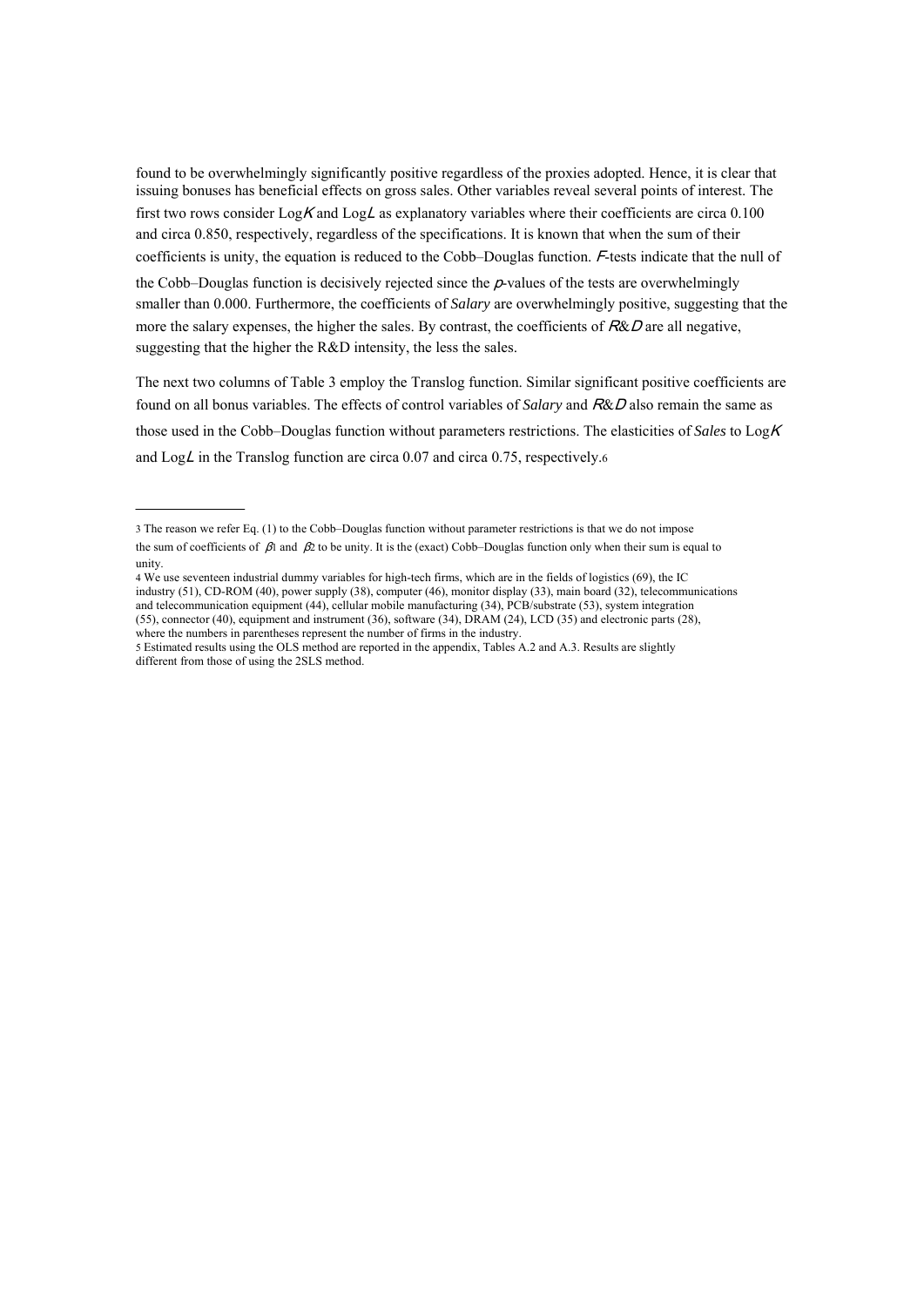found to be overwhelmingly significantly positive regardless of the proxies adopted. Hence, it is clear that issuing bonuses has beneficial effects on gross sales. Other variables reveal several points of interest. The first two rows consider Log$K$ and Log$L$ as explanatory variables where their coefficients are circa 0.100 and circa 0.850, respectively, regardless of the specifications. It is known that when the sum of their coefficients is unity, the equation is reduced to the Cobb–Douglas function. $F$-tests indicate that the null of the Cobb–Douglas function is decisively rejected since the $p$-values of the tests are overwhelmingly smaller than 0.000. Furthermore, the coefficients of *Salary* are overwhelmingly positive, suggesting that the more the salary expenses, the higher the sales. By contrast, the coefficients of $R\&D$ are all negative, suggesting that the higher the R&D intensity, the less the sales.

The next two columns of Table 3 employ the Translog function. Similar significant positive coefficients are found on all bonus variables. The effects of control variables of *Salary* and $R\&D$ also remain the same as those used in the Cobb–Douglas function without parameters restrictions. The elasticities of *Sales* to Log$K$ and Log$L$ in the Translog function are circa 0.07 and circa 0.75, respectively.[6]

---

[3] The reason we refer Eq. (1) to the Cobb–Douglas function without parameter restrictions is that we do not impose the sum of coefficients of $\beta_1$ and $\beta_2$ to be unity. It is the (exact) Cobb–Douglas function only when their sum is equal to unity.

[4] We use seventeen industrial dummy variables for high-tech firms, which are in the fields of logistics (69), the IC industry (51), CD-ROM (40), power supply (38), computer (46), monitor display (33), main board (32), telecommunications and telecommunication equipment (44), cellular mobile manufacturing (34), PCB/substrate (53), system integration (55), connector (40), equipment and instrument (36), software (34), DRAM (24), LCD (35) and electronic parts (28), where the numbers in parentheses represent the number of firms in the industry.

[5] Estimated results using the OLS method are reported in the appendix, Tables A.2 and A.3. Results are slightly different from those of using the 2SLS method.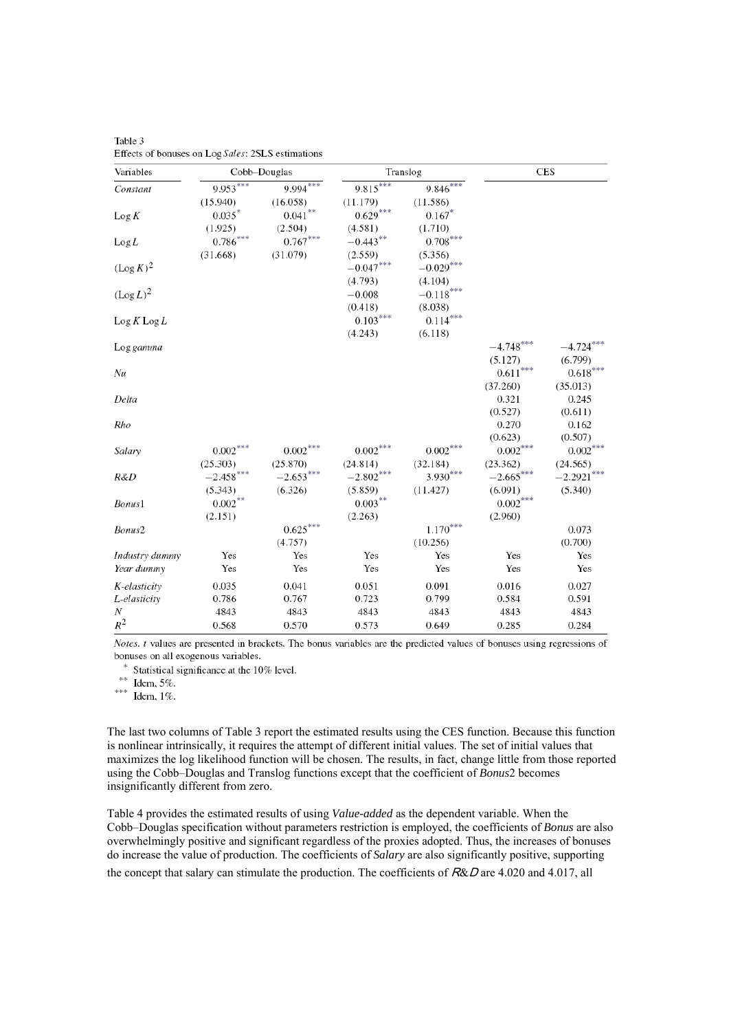Table 3
Effects of bonuses on Log *Sales*: 2SLS estimations

| Variables | Cobb–Douglas | | Translog | | CES | |
|---|---|---|---|---|---|---|
| *Constant* | 9.953*** | 9.994*** | 9.815*** | 9.846*** | | |
| | (15.940) | (16.058) | (11.179) | (11.586) | | |
| Log $K$ | 0.035* | 0.041** | 0.629*** | 0.167* | | |
| | (1.925) | (2.504) | (4.581) | (1.710) | | |
| Log $L$ | 0.786*** | 0.767*** | −0.443** | 0.708*** | | |
| | (31.668) | (31.079) | (2.559) | (5.356) | | |
| $(\text{Log } K)^2$ | | | −0.047*** | −0.029*** | | |
| | | | (4.793) | (4.104) | | |
| $(\text{Log } L)^2$ | | | −0.008 | −0.118*** | | |
| | | | (0.418) | (8.038) | | |
| Log $K$ Log $L$ | | | 0.103*** | 0.114*** | | |
| | | | (4.243) | (6.118) | | |
| Log *gamma* | | | | | −4.748*** | −4.724*** |
| | | | | | (5.127) | (6.799) |
| *Nu* | | | | | 0.611*** | 0.618*** |
| | | | | | (37.260) | (35.013) |
| *Delta* | | | | | 0.321 | 0.245 |
| | | | | | (0.527) | (0.611) |
| *Rho* | | | | | 0.270 | 0.162 |
| | | | | | (0.623) | (0.507) |
| *Salary* | 0.002*** | 0.002*** | 0.002*** | 0.002*** | 0.002*** | 0.002*** |
| | (25.303) | (25.870) | (24.814) | (32.184) | (23.362) | (24.565) |
| *R&D* | −2.458*** | −2.653*** | −2.802*** | 3.930*** | −2.665*** | −2.2921*** |
| | (5.343) | (6.326) | (5.859) | (11.427) | (6.091) | (5.340) |
| *Bonus*1 | 0.002** | | 0.003** | | 0.002*** | |
| | (2.151) | | (2.263) | | (2.960) | |
| *Bonus*2 | | 0.625*** | | 1.170*** | | 0.073 |
| | | (4.757) | | (10.256) | | (0.700) |
| *Industry dummy* | Yes | Yes | Yes | Yes | Yes | Yes |
| *Year dummy* | Yes | Yes | Yes | Yes | Yes | Yes |
| *K-elasticity* | 0.035 | 0.041 | 0.051 | 0.091 | 0.016 | 0.027 |
| *L-elasticity* | 0.786 | 0.767 | 0.723 | 0.799 | 0.584 | 0.591 |
| $N$ | 4843 | 4843 | 4843 | 4843 | 4843 | 4843 |
| $R^2$ | 0.568 | 0.570 | 0.573 | 0.649 | 0.285 | 0.284 |

*Notes.* $t$ values are presented in brackets. The bonus variables are the predicted values of bonuses using regressions of bonuses on all exogenous variables.

\* Statistical significance at the 10% level.

\*\* Idem, 5%.

\*\*\* Idem, 1%.

The last two columns of Table 3 report the estimated results using the CES function. Because this function is nonlinear intrinsically, it requires the attempt of different initial values. The set of initial values that maximizes the log likelihood function will be chosen. The results, in fact, change little from those reported using the Cobb–Douglas and Translog functions except that the coefficient of *Bonus*2 becomes insignificantly different from zero.

Table 4 provides the estimated results of using *Value-added* as the dependent variable. When the Cobb–Douglas specification without parameters restriction is employed, the coefficients of *Bonus* are also overwhelmingly positive and significant regardless of the proxies adopted. Thus, the increases of bonuses do increase the value of production. The coefficients of *Salary* are also significantly positive, supporting the concept that salary can stimulate the production. The coefficients of *R&D* are 4.020 and 4.017, all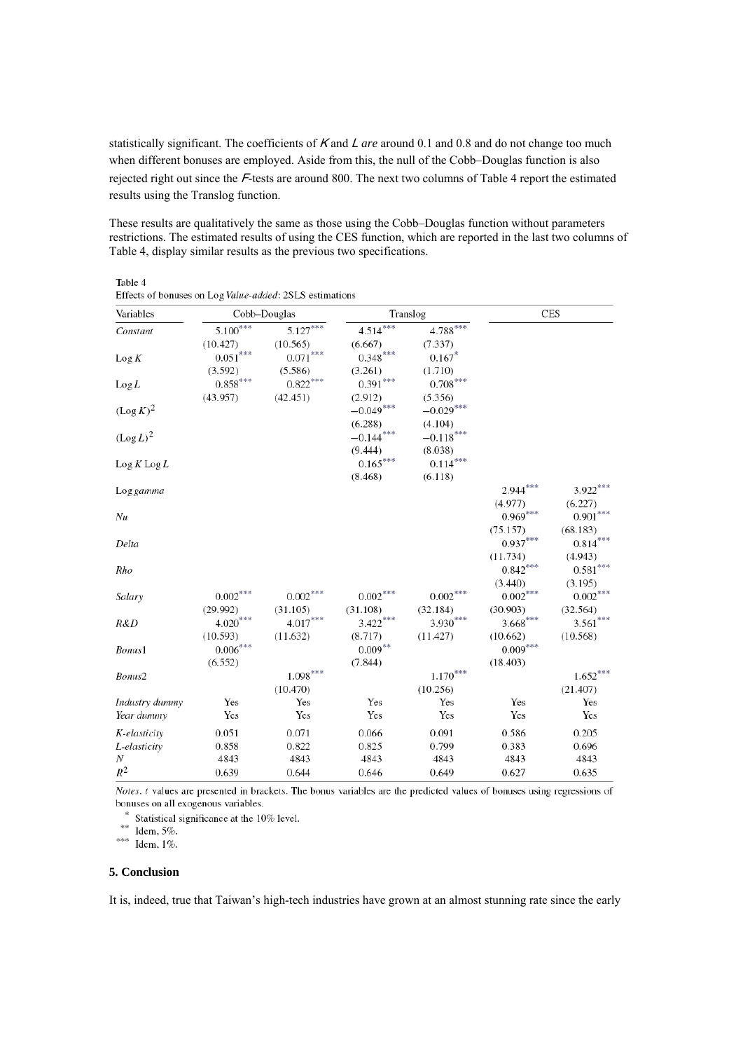statistically significant. The coefficients of $K$ and $L$ *are* around 0.1 and 0.8 and do not change too much when different bonuses are employed. Aside from this, the null of the Cobb–Douglas function is also rejected right out since the $F$-tests are around 800. The next two columns of Table 4 report the estimated results using the Translog function.

These results are qualitatively the same as those using the Cobb–Douglas function without parameters restrictions. The estimated results of using the CES function, which are reported in the last two columns of Table 4, display similar results as the previous two specifications.

Table 4
Effects of bonuses on Log *Value-added*: 2SLS estimations

| Variables | Cobb–Douglas | | Translog | | CES | |
|---|---|---|---|---|---|---|
| *Constant* | 5.100*** | 5.127*** | 4.514*** | 4.788*** | | |
| | (10.427) | (10.565) | (6.667) | (7.337) | | |
| Log $K$ | 0.051*** | 0.071*** | 0.348*** | 0.167* | | |
| | (3.592) | (5.586) | (3.261) | (1.710) | | |
| Log $L$ | 0.858*** | 0.822*** | 0.391*** | 0.708*** | | |
| | (43.957) | (42.451) | (2.912) | (5.356) | | |
| $(\text{Log } K)^2$ | | | −0.049*** | −0.029*** | | |
| | | | (6.288) | (4.104) | | |
| $(\text{Log } L)^2$ | | | −0.144*** | −0.118*** | | |
| | | | (9.444) | (8.038) | | |
| Log $K$ Log $L$ | | | 0.165*** | 0.114*** | | |
| | | | (8.468) | (6.118) | | |
| Log *gamma* | | | | | 2.944*** | 3.922*** |
| | | | | | (4.977) | (6.227) |
| *Nu* | | | | | 0.969*** | 0.901*** |
| | | | | | (75.157) | (68.183) |
| *Delta* | | | | | 0.937*** | 0.814*** |
| | | | | | (11.734) | (4.943) |
| *Rho* | | | | | 0.842*** | 0.581*** |
| | | | | | (3.440) | (3.195) |
| *Salary* | 0.002*** | 0.002*** | 0.002*** | 0.002*** | 0.002*** | 0.002*** |
| | (29.992) | (31.105) | (31.108) | (32.184) | (30.903) | (32.564) |
| *R&D* | 4.020*** | 4.017*** | 3.422*** | 3.930*** | 3.668*** | 3.561*** |
| | (10.593) | (11.632) | (8.717) | (11.427) | (10.662) | (10.568) |
| *Bonus*1 | 0.006*** | | 0.009** | | 0.009*** | |
| | (6.552) | | (7.844) | | (18.403) | |
| *Bonus*2 | | 1.098*** | | 1.170*** | | 1.652*** |
| | | (10.470) | | (10.256) | | (21.407) |
| *Industry dummy* | Yes | Yes | Yes | Yes | Yes | Yes |
| *Year dummy* | Yes | Yes | Yes | Yes | Yes | Yes |
| *K-elasticity* | 0.051 | 0.071 | 0.066 | 0.091 | 0.586 | 0.205 |
| *L-elasticity* | 0.858 | 0.822 | 0.825 | 0.799 | 0.383 | 0.696 |
| $N$ | 4843 | 4843 | 4843 | 4843 | 4843 | 4843 |
| $R^2$ | 0.639 | 0.644 | 0.646 | 0.649 | 0.627 | 0.635 |

*Notes*. $t$ values are presented in brackets. The bonus variables are the predicted values of bonuses using regressions of bonuses on all exogenous variables.

\* Statistical significance at the 10% level.

\*\* Idem, 5%.

\*\*\* Idem, 1%.

## 5. Conclusion

It is, indeed, true that Taiwan's high-tech industries have grown at an almost stunning rate since the early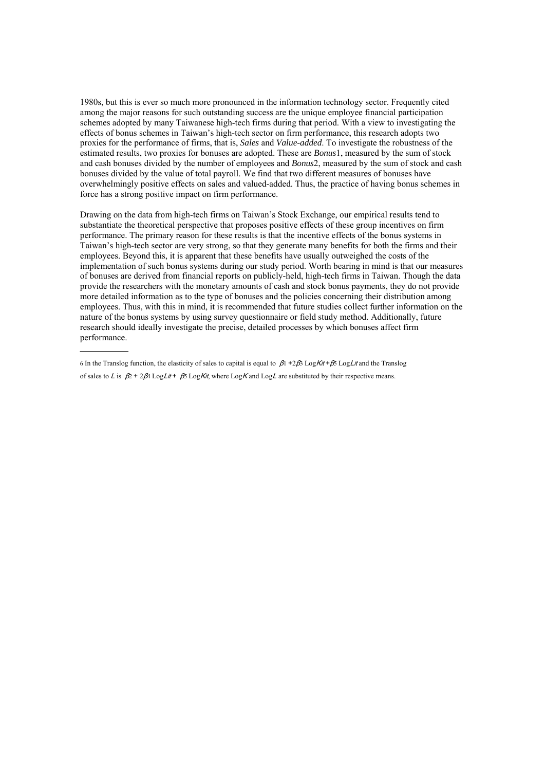1980s, but this is ever so much more pronounced in the information technology sector. Frequently cited among the major reasons for such outstanding success are the unique employee financial participation schemes adopted by many Taiwanese high-tech firms during that period. With a view to investigating the effects of bonus schemes in Taiwan's high-tech sector on firm performance, this research adopts two proxies for the performance of firms, that is, *Sales* and *Value-added*. To investigate the robustness of the estimated results, two proxies for bonuses are adopted. These are *Bonus*1, measured by the sum of stock and cash bonuses divided by the number of employees and *Bonus*2, measured by the sum of stock and cash bonuses divided by the value of total payroll. We find that two different measures of bonuses have overwhelmingly positive effects on sales and valued-added. Thus, the practice of having bonus schemes in force has a strong positive impact on firm performance.

Drawing on the data from high-tech firms on Taiwan's Stock Exchange, our empirical results tend to substantiate the theoretical perspective that proposes positive effects of these group incentives on firm performance. The primary reason for these results is that the incentive effects of the bonus systems in Taiwan's high-tech sector are very strong, so that they generate many benefits for both the firms and their employees. Beyond this, it is apparent that these benefits have usually outweighed the costs of the implementation of such bonus systems during our study period. Worth bearing in mind is that our measures of bonuses are derived from financial reports on publicly-held, high-tech firms in Taiwan. Though the data provide the researchers with the monetary amounts of cash and stock bonus payments, they do not provide more detailed information as to the type of bonuses and the policies concerning their distribution among employees. Thus, with this in mind, it is recommended that future studies collect further information on the nature of the bonus systems by using survey questionnaire or field study method. Additionally, future research should ideally investigate the precise, detailed processes by which bonuses affect firm performance.

---

[6] In the Translog function, the elasticity of sales to capital is equal to $\beta_1 + 2\beta_3 \text{Log}K_{it} + \beta_5 \text{Log}L_{it}$ and the Translog of sales to $L$ is $\beta_2 + 2\beta_4 \text{Log}L_{it} + \beta_5 \text{Log}K_{it}$, where $\text{Log}K$ and $\text{Log}L$ are substituted by their respective means.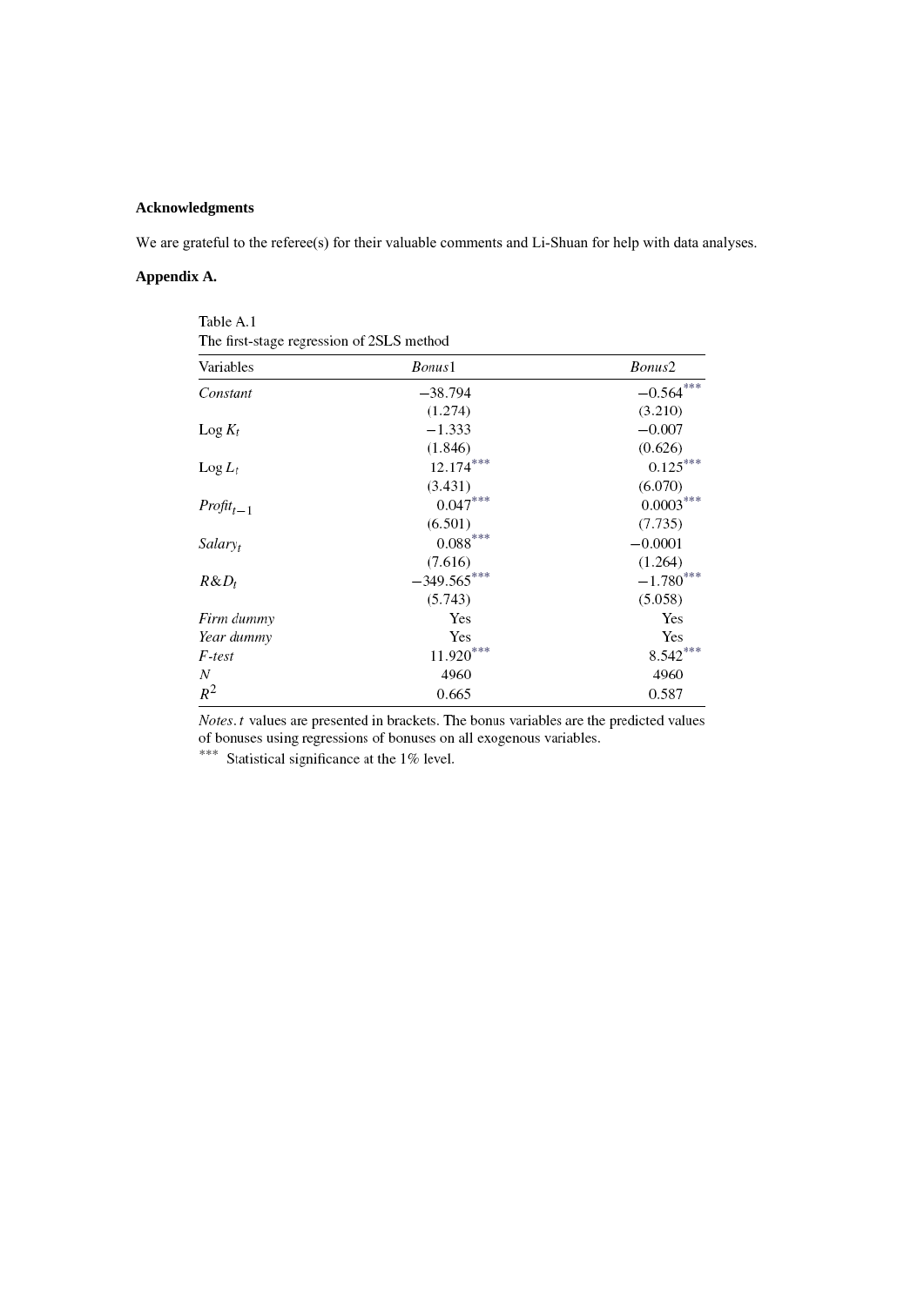**Acknowledgments**

We are grateful to the referee(s) for their valuable comments and Li-Shuan for help with data analyses.

**Appendix A.**

Table A.1
The first-stage regression of 2SLS method

| Variables | *Bonus*1 | *Bonus*2 |
|---|---|---|
| *Constant* | −38.794 | −0.564*** |
| | (1.274) | (3.210) |
| Log $K_t$ | −1.333 | −0.007 |
| | (1.846) | (0.626) |
| Log $L_t$ | 12.174*** | 0.125*** |
| | (3.431) | (6.070) |
| $Profit_{t-1}$ | 0.047*** | 0.0003*** |
| | (6.501) | (7.735) |
| $Salary_t$ | 0.088*** | −0.0001 |
| | (7.616) | (1.264) |
| $R\&D_t$ | −349.565*** | −1.780*** |
| | (5.743) | (5.058) |
| *Firm dummy* | Yes | Yes |
| *Year dummy* | Yes | Yes |
| *F-test* | 11.920*** | 8.542*** |
| $N$ | 4960 | 4960 |
| $R^2$ | 0.665 | 0.587 |

*Notes.* $t$ values are presented in brackets. The bonus variables are the predicted values of bonuses using regressions of bonuses on all exogenous variables.

*** Statistical significance at the 1% level.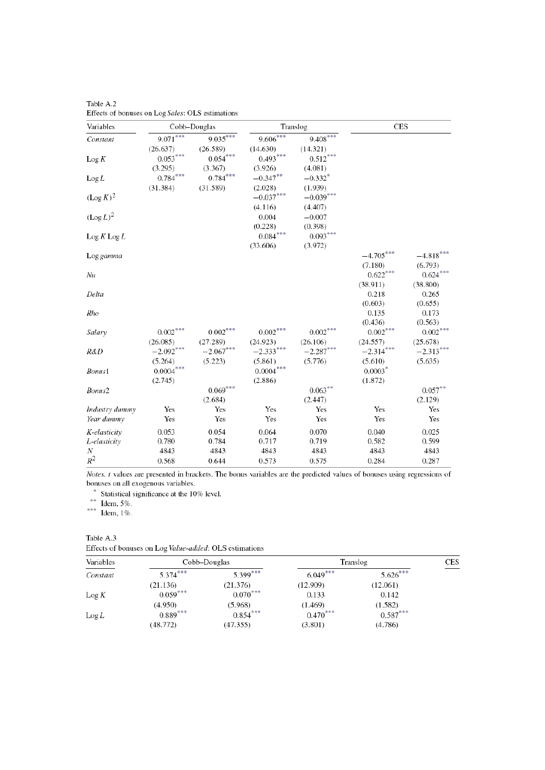Table A.2
Effects of bonuses on Log *Sales*: OLS estimations

| Variables | Cobb–Douglas | | Translog | | CES | |
|---|---|---|---|---|---|---|
| *Constant* | 9.071*** | 9.035*** | 9.606*** | 9.408*** | | |
| | (26.637) | (26.589) | (14.630) | (14.321) | | |
| Log *K* | 0.053*** | 0.054*** | 0.493*** | 0.512*** | | |
| | (3.295) | (3.367) | (3.926) | (4.081) | | |
| Log *L* | 0.784*** | 0.784*** | −0.347** | −0.332* | | |
| | (31.384) | (31.589) | (2.028) | (1.939) | | |
| $(\text{Log } K)^2$ | | | −0.037*** | −0.039*** | | |
| | | | (4.116) | (4.407) | | |
| $(\text{Log } L)^2$ | | | 0.004 | −0.007 | | |
| | | | (0.228) | (0.398) | | |
| Log *K* Log *L* | | | 0.084*** | 0.093*** | | |
| | | | (33.606) | (3.972) | | |
| Log *gamma* | | | | | −4.705*** | −4.818*** |
| | | | | | (7.180) | (6.793) |
| *Nu* | | | | | 0.622*** | 0.624*** |
| | | | | | (38.911) | (38.800) |
| *Delta* | | | | | 0.218 | 0.265 |
| | | | | | (0.603) | (0.655) |
| *Rho* | | | | | 0.135 | 0.173 |
| | | | | | (0.436) | (0.563) |
| *Salary* | 0.002*** | 0.002*** | 0.002*** | 0.002*** | 0.002*** | 0.002*** |
| | (26.085) | (27.289) | (24.923) | (26.106) | (24.557) | (25.678) |
| *R&D* | −2.092*** | −2.067*** | −2.333*** | −2.287*** | −2.314*** | −2.313*** |
| | (5.264) | (5.223) | (5.861) | (5.776) | (5.610) | (5.635) |
| *Bonus1* | 0.0004*** | | 0.0004*** | | 0.0003* | |
| | (2.745) | | (2.886) | | (1.872) | |
| *Bonus2* | | 0.069*** | | 0.063** | | 0.057** |
| | | (2.684) | | (2.447) | | (2.129) |
| *Industry dummy* | Yes | Yes | Yes | Yes | Yes | Yes |
| *Year dummy* | Yes | Yes | Yes | Yes | Yes | Yes |
| *K-elasticity* | 0.053 | 0.054 | 0.064 | 0.070 | 0.040 | 0.025 |
| *L-elasticity* | 0.780 | 0.784 | 0.717 | 0.719 | 0.582 | 0.599 |
| *N* | 4843 | 4843 | 4843 | 4843 | 4843 | 4843 |
| $R^2$ | 0.568 | 0.644 | 0.573 | 0.575 | 0.284 | 0.287 |

*Notes. t* values are presented in brackets. The bonus variables are the predicted values of bonuses using regressions of bonuses on all exogenous variables.

\* Statistical significance at the 10% level.
\*\* Idem, 5%.
\*\*\* Idem, 1%.

Table A.3
Effects of bonuses on Log *Value-added*: OLS estimations

| Variables | Cobb–Douglas | | Translog | | CES |
|---|---|---|---|---|---|
| *Constant* | 5.374*** | 5.399*** | 6.049*** | 5.626*** | |
| | (21.136) | (21.376) | (12.909) | (12.061) | |
| Log *K* | 0.059*** | 0.070*** | 0.133 | 0.142 | |
| | (4.950) | (5.968) | (1.469) | (1.582) | |
| Log *L* | 0.889*** | 0.854*** | 0.470*** | 0.587*** | |
| | (48.772) | (47.355) | (3.801) | (4.786) | |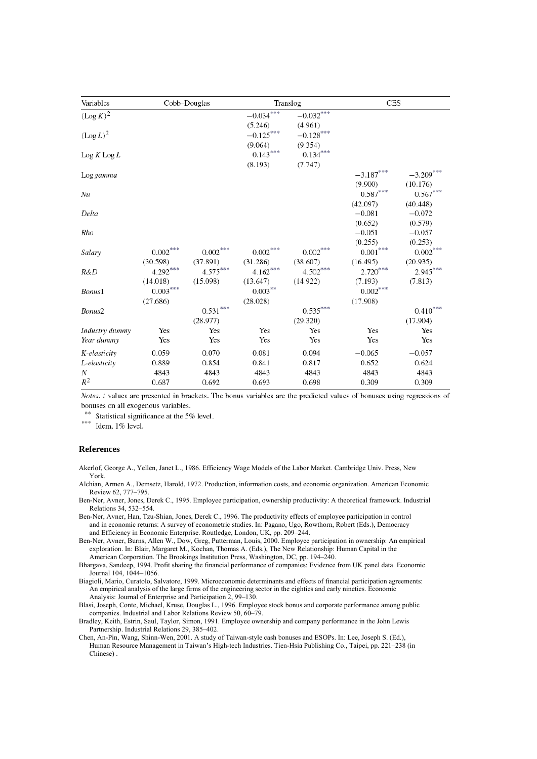| Variables | Cobb–Douglas | | Translog | | CES | |
|---|---|---|---|---|---|---|
| $(\text{Log } K)^2$ | | | $-0.034^{***}$ | $-0.032^{***}$ | | |
| | | | (5.246) | (4.961) | | |
| $(\text{Log } L)^2$ | | | $-0.125^{***}$ | $-0.128^{***}$ | | |
| | | | (9.064) | (9.354) | | |
| Log $K$ Log $L$ | | | $0.143^{***}$ | $0.134^{***}$ | | |
| | | | (8.193) | (7.747) | | |
| Log *gamma* | | | | | $-3.187^{***}$ | $-3.209^{***}$ |
| | | | | | (9.900) | (10.176) |
| *Nu* | | | | | $0.587^{***}$ | $0.567^{***}$ |
| | | | | | (42.097) | (40.448) |
| *Delta* | | | | | $-0.081$ | $-0.072$ |
| | | | | | (0.652) | (0.579) |
| *Rho* | | | | | $-0.051$ | $-0.057$ |
| | | | | | (0.255) | (0.253) |
| *Salary* | $0.002^{***}$ | $0.002^{***}$ | $0.002^{***}$ | $0.002^{***}$ | $0.001^{***}$ | $0.002^{***}$ |
| | (30.598) | (37.891) | (31.286) | (38.607) | (16.495) | (20.935) |
| *R&D* | $4.292^{***}$ | $4.575^{***}$ | $4.162^{***}$ | $4.502^{***}$ | $2.720^{***}$ | $2.945^{***}$ |
| | (14.018) | (15.098) | (13.647) | (14.922) | (7.193) | (7.813) |
| *Bonus*1 | $0.003^{***}$ | | $0.003^{**}$ | | $0.002^{***}$ | |
| | (27.686) | | (28.028) | | (17.908) | |
| *Bonus*2 | | $0.531^{***}$ | | $0.535^{***}$ | | $0.410^{***}$ |
| | | (28.977) | | (29.320) | | (17.904) |
| *Industry dummy* | Yes | Yes | Yes | Yes | Yes | Yes |
| *Year dummy* | Yes | Yes | Yes | Yes | Yes | Yes |
| *K-elasticity* | 0.059 | 0.070 | 0.081 | 0.094 | $-0.065$ | $-0.057$ |
| *L-elasticity* | 0.889 | 0.854 | 0.841 | 0.817 | 0.652 | 0.624 |
| $N$ | 4843 | 4843 | 4843 | 4843 | 4843 | 4843 |
| $R^2$ | 0.687 | 0.692 | 0.693 | 0.698 | 0.309 | 0.309 |

*Notes*. *t* values are presented in brackets. The bonus variables are the predicted values of bonuses using regressions of bonuses on all exogenous variables.

** Statistical significance at the 5% level.

*** Idem, 1% level.

## References

Akerlof, George A., Yellen, Janet L., 1986. Efficiency Wage Models of the Labor Market. Cambridge Univ. Press, New York.

Alchian, Armen A., Demsetz, Harold, 1972. Production, information costs, and economic organization. American Economic Review 62, 777–795.

Ben-Ner, Avner, Jones, Derek C., 1995. Employee participation, ownership productivity: A theoretical framework. Industrial Relations 34, 532–554.

Ben-Ner, Avner, Han, Tzu-Shian, Jones, Derek C., 1996. The productivity effects of employee participation in control and in economic returns: A survey of econometric studies. In: Pagano, Ugo, Rowthorn, Robert (Eds.), Democracy and Efficiency in Economic Enterprise. Routledge, London, UK, pp. 209–244.

Ben-Ner, Avner, Burns, Allen W., Dow, Greg, Putterman, Louis, 2000. Employee participation in ownership: An empirical exploration. In: Blair, Margaret M., Kochan, Thomas A. (Eds.), The New Relationship: Human Capital in the American Corporation. The Brookings Institution Press, Washington, DC, pp. 194–240.

Bhargava, Sandeep, 1994. Profit sharing the financial performance of companies: Evidence from UK panel data. Economic Journal 104, 1044–1056.

Biagioli, Mario, Curatolo, Salvatore, 1999. Microeconomic determinants and effects of financial participation agreements: An empirical analysis of the large firms of the engineering sector in the eighties and early nineties. Economic Analysis: Journal of Enterprise and Participation 2, 99–130.

Blasi, Joseph, Conte, Michael, Kruse, Douglas L., 1996. Employee stock bonus and corporate performance among public companies. Industrial and Labor Relations Review 50, 60–79.

Bradley, Keith, Estrin, Saul, Taylor, Simon, 1991. Employee ownership and company performance in the John Lewis Partnership. Industrial Relations 29, 385–402.

Chen, An-Pin, Wang, Shinn-Wen, 2001. A study of Taiwan-style cash bonuses and ESOPs. In: Lee, Joseph S. (Ed.), Human Resource Management in Taiwan's High-tech Industries. Tien-Hsia Publishing Co., Taipei, pp. 221–238 (in Chinese) .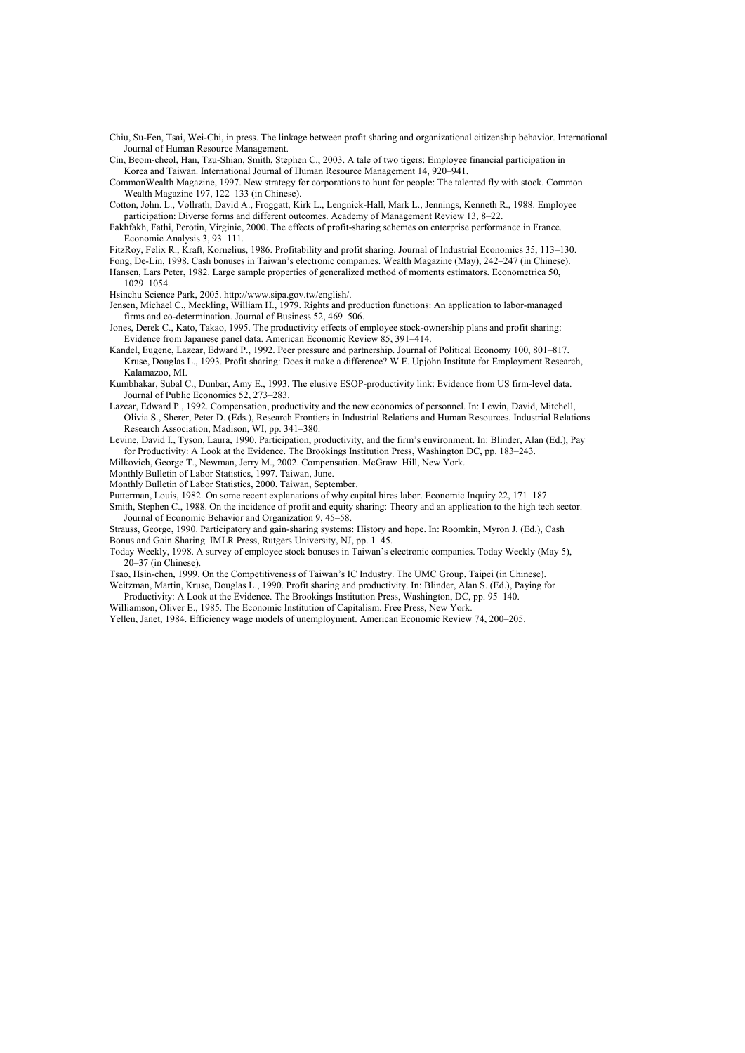Chiu, Su-Fen, Tsai, Wei-Chi, in press. The linkage between profit sharing and organizational citizenship behavior. International Journal of Human Resource Management.

Cin, Beom-cheol, Han, Tzu-Shian, Smith, Stephen C., 2003. A tale of two tigers: Employee financial participation in Korea and Taiwan. International Journal of Human Resource Management 14, 920–941.

CommonWealth Magazine, 1997. New strategy for corporations to hunt for people: The talented fly with stock. Common Wealth Magazine 197, 122–133 (in Chinese).

Cotton, John. L., Vollrath, David A., Froggatt, Kirk L., Lengnick-Hall, Mark L., Jennings, Kenneth R., 1988. Employee participation: Diverse forms and different outcomes. Academy of Management Review 13, 8–22.

Fakhfakh, Fathi, Perotin, Virginie, 2000. The effects of profit-sharing schemes on enterprise performance in France. Economic Analysis 3, 93–111.

FitzRoy, Felix R., Kraft, Kornelius, 1986. Profitability and profit sharing. Journal of Industrial Economics 35, 113–130.

Fong, De-Lin, 1998. Cash bonuses in Taiwan's electronic companies. Wealth Magazine (May), 242–247 (in Chinese).

Hansen, Lars Peter, 1982. Large sample properties of generalized method of moments estimators. Econometrica 50, 1029–1054.

Hsinchu Science Park, 2005. http://www.sipa.gov.tw/english/.

Jensen, Michael C., Meckling, William H., 1979. Rights and production functions: An application to labor-managed firms and co-determination. Journal of Business 52, 469–506.

Jones, Derek C., Kato, Takao, 1995. The productivity effects of employee stock-ownership plans and profit sharing: Evidence from Japanese panel data. American Economic Review 85, 391–414.

Kandel, Eugene, Lazear, Edward P., 1992. Peer pressure and partnership. Journal of Political Economy 100, 801–817.

Kruse, Douglas L., 1993. Profit sharing: Does it make a difference? W.E. Upjohn Institute for Employment Research, Kalamazoo, MI.

Kumbhakar, Subal C., Dunbar, Amy E., 1993. The elusive ESOP-productivity link: Evidence from US firm-level data. Journal of Public Economics 52, 273–283.

Lazear, Edward P., 1992. Compensation, productivity and the new economics of personnel. In: Lewin, David, Mitchell, Olivia S., Sherer, Peter D. (Eds.), Research Frontiers in Industrial Relations and Human Resources. Industrial Relations Research Association, Madison, WI, pp. 341–380.

Levine, David I., Tyson, Laura, 1990. Participation, productivity, and the firm's environment. In: Blinder, Alan (Ed.), Pay for Productivity: A Look at the Evidence. The Brookings Institution Press, Washington DC, pp. 183–243.

Milkovich, George T., Newman, Jerry M., 2002. Compensation. McGraw–Hill, New York.

Monthly Bulletin of Labor Statistics, 1997. Taiwan, June.

Monthly Bulletin of Labor Statistics, 2000. Taiwan, September.

Putterman, Louis, 1982. On some recent explanations of why capital hires labor. Economic Inquiry 22, 171–187.

Smith, Stephen C., 1988. On the incidence of profit and equity sharing: Theory and an application to the high tech sector. Journal of Economic Behavior and Organization 9, 45–58.

Strauss, George, 1990. Participatory and gain-sharing systems: History and hope. In: Roomkin, Myron J. (Ed.), Cash Bonus and Gain Sharing. IMLR Press, Rutgers University, NJ, pp. 1–45.

Today Weekly, 1998. A survey of employee stock bonuses in Taiwan's electronic companies. Today Weekly (May 5), 20–37 (in Chinese).

Tsao, Hsin-chen, 1999. On the Competitiveness of Taiwan's IC Industry. The UMC Group, Taipei (in Chinese).

Weitzman, Martin, Kruse, Douglas L., 1990. Profit sharing and productivity. In: Blinder, Alan S. (Ed.), Paying for Productivity: A Look at the Evidence. The Brookings Institution Press, Washington, DC, pp. 95–140.

Williamson, Oliver E., 1985. The Economic Institution of Capitalism. Free Press, New York.

Yellen, Janet, 1984. Efficiency wage models of unemployment. American Economic Review 74, 200–205.